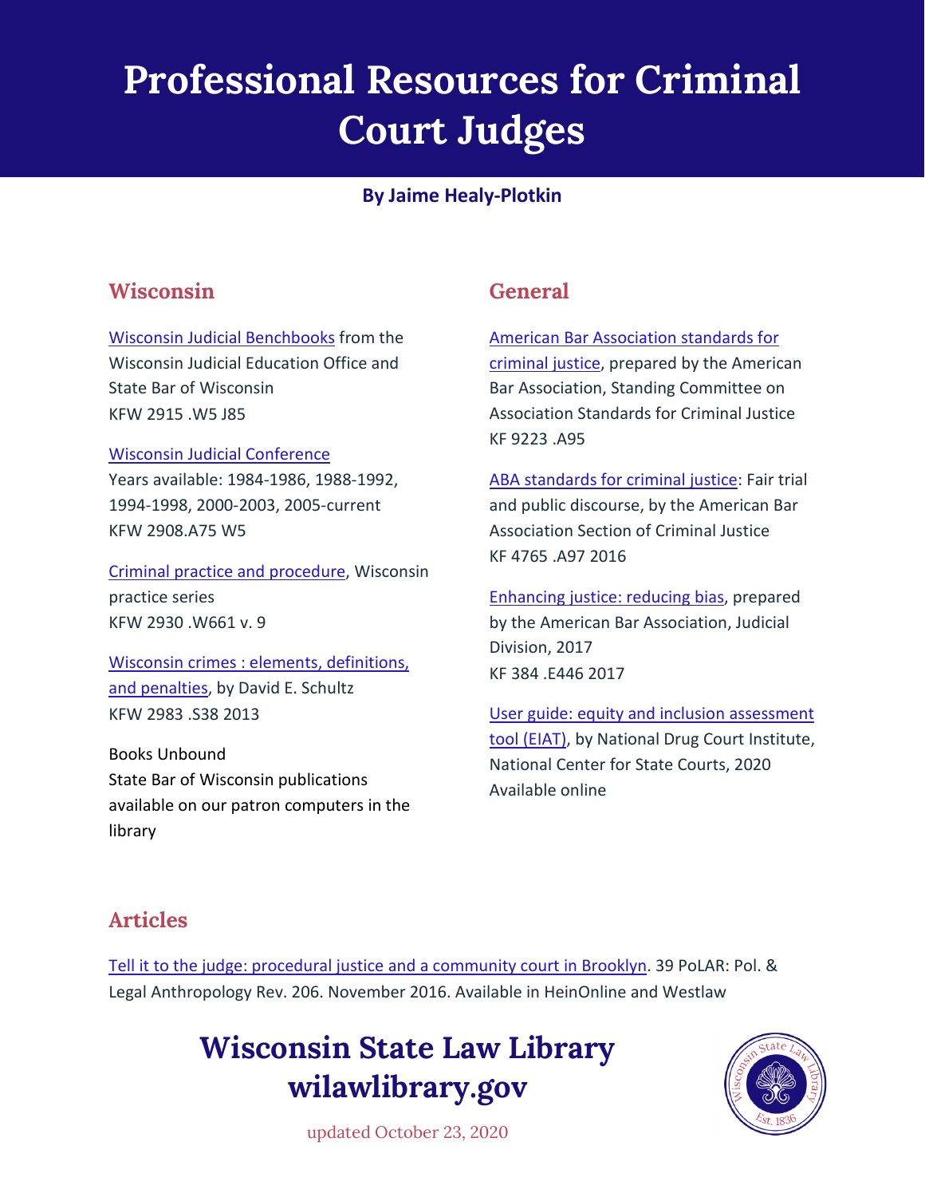# Professional Resources for Criminal Court Judges

**By Jaime Healy-Plotkin**

## Wisconsin

Wisconsin Judicial Benchbooks from the Wisconsin Judicial Education Office and State Bar of Wisconsin
KFW 2915 .W5 J85

Wisconsin Judicial Conference
Years available: 1984-1986, 1988-1992, 1994-1998, 2000-2003, 2005-current
KFW 2908.A75 W5

Criminal practice and procedure, Wisconsin practice series
KFW 2930 .W661 v. 9

Wisconsin crimes : elements, definitions, and penalties, by David E. Schultz
KFW 2983 .S38 2013

Books Unbound
State Bar of Wisconsin publications available on our patron computers in the library

## General

American Bar Association standards for criminal justice, prepared by the American Bar Association, Standing Committee on Association Standards for Criminal Justice
KF 9223 .A95

ABA standards for criminal justice: Fair trial and public discourse, by the American Bar Association Section of Criminal Justice
KF 4765 .A97 2016

Enhancing justice: reducing bias, prepared by the American Bar Association, Judicial Division, 2017
KF 384 .E446 2017

User guide: equity and inclusion assessment tool (EIAT), by National Drug Court Institute, National Center for State Courts, 2020
Available online

## Articles

Tell it to the judge: procedural justice and a community court in Brooklyn. 39 PoLAR: Pol. & Legal Anthropology Rev. 206. November 2016. Available in HeinOnline and Westlaw

**Wisconsin State Law Library**
**wilawlibrary.gov**

updated October 23, 2020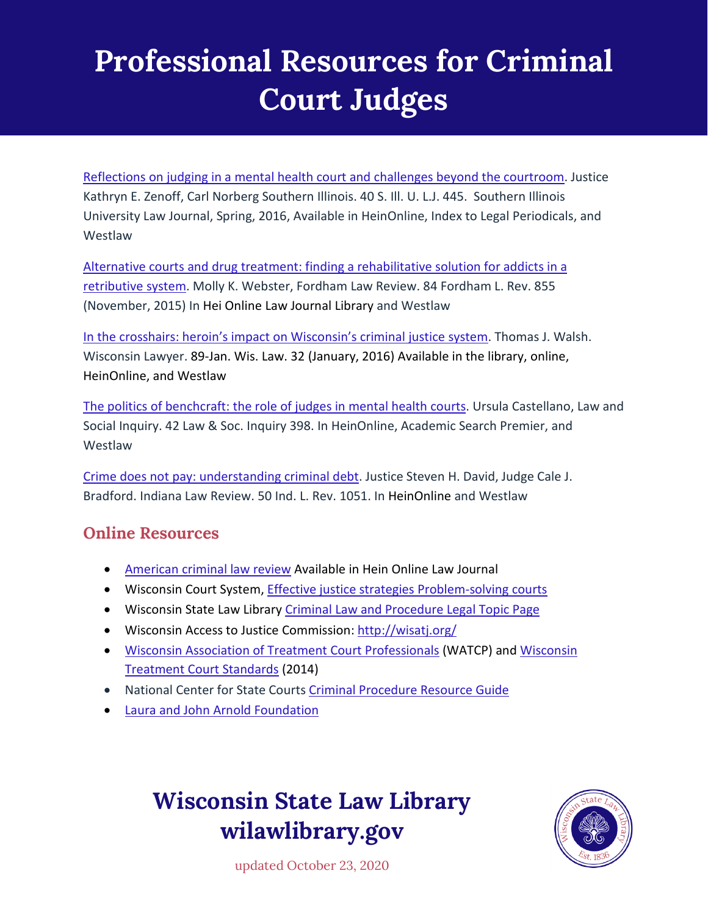# Professional Resources for Criminal Court Judges

Reflections on judging in a mental health court and challenges beyond the courtroom. Justice Kathryn E. Zenoff, Carl Norberg Southern Illinois. 40 S. Ill. U. L.J. 445. Southern Illinois University Law Journal, Spring, 2016, Available in HeinOnline, Index to Legal Periodicals, and Westlaw

Alternative courts and drug treatment: finding a rehabilitative solution for addicts in a retributive system. Molly K. Webster, Fordham Law Review. 84 Fordham L. Rev. 855 (November, 2015) In Hei Online Law Journal Library and Westlaw

In the crosshairs: heroin's impact on Wisconsin's criminal justice system. Thomas J. Walsh. Wisconsin Lawyer. 89-Jan. Wis. Law. 32 (January, 2016) Available in the library, online, HeinOnline, and Westlaw

The politics of benchcraft: the role of judges in mental health courts. Ursula Castellano, Law and Social Inquiry. 42 Law & Soc. Inquiry 398. In HeinOnline, Academic Search Premier, and Westlaw

Crime does not pay: understanding criminal debt. Justice Steven H. David, Judge Cale J. Bradford. Indiana Law Review. 50 Ind. L. Rev. 1051. In HeinOnline and Westlaw

## Online Resources

- American criminal law review Available in Hein Online Law Journal
- Wisconsin Court System, Effective justice strategies Problem-solving courts
- Wisconsin State Law Library Criminal Law and Procedure Legal Topic Page
- Wisconsin Access to Justice Commission: http://wisatj.org/
- Wisconsin Association of Treatment Court Professionals (WATCP) and Wisconsin Treatment Court Standards (2014)
- National Center for State Courts Criminal Procedure Resource Guide
- Laura and John Arnold Foundation

**Wisconsin State Law Library**
**wilawlibrary.gov**

updated October 23, 2020